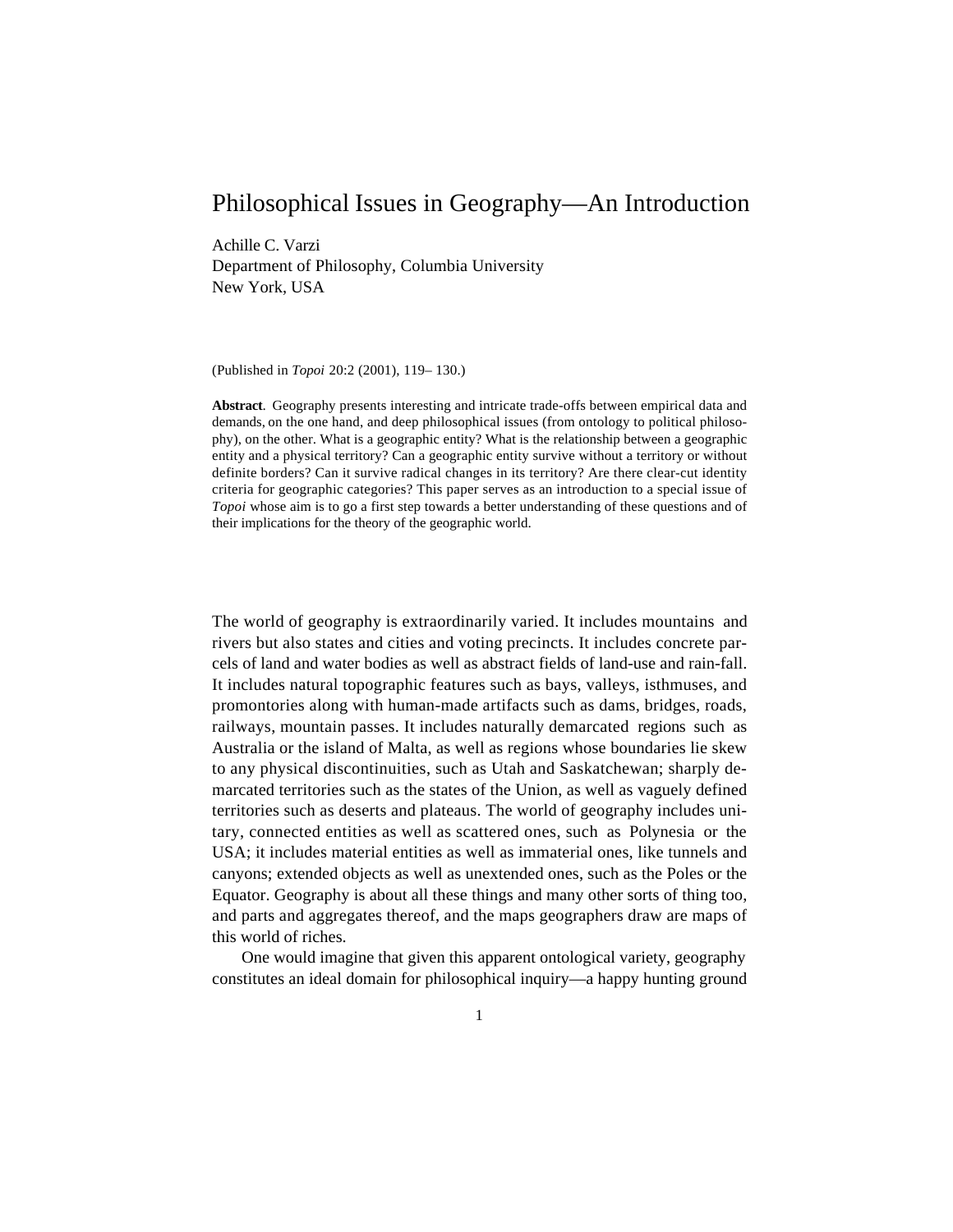# Philosophical Issues in Geography—An Introduction

Achille C. Varzi
Department of Philosophy, Columbia University
New York, USA

(Published in *Topoi* 20:2 (2001), 119– 130.)

**Abstract**. Geography presents interesting and intricate trade-offs between empirical data and demands, on the one hand, and deep philosophical issues (from ontology to political philosophy), on the other. What is a geographic entity? What is the relationship between a geographic entity and a physical territory? Can a geographic entity survive without a territory or without definite borders? Can it survive radical changes in its territory? Are there clear-cut identity criteria for geographic categories? This paper serves as an introduction to a special issue of *Topoi* whose aim is to go a first step towards a better understanding of these questions and of their implications for the theory of the geographic world.

The world of geography is extraordinarily varied. It includes mountains and rivers but also states and cities and voting precincts. It includes concrete parcels of land and water bodies as well as abstract fields of land-use and rain-fall. It includes natural topographic features such as bays, valleys, isthmuses, and promontories along with human-made artifacts such as dams, bridges, roads, railways, mountain passes. It includes naturally demarcated regions such as Australia or the island of Malta, as well as regions whose boundaries lie skew to any physical discontinuities, such as Utah and Saskatchewan; sharply demarcated territories such as the states of the Union, as well as vaguely defined territories such as deserts and plateaus. The world of geography includes unitary, connected entities as well as scattered ones, such as Polynesia or the USA; it includes material entities as well as immaterial ones, like tunnels and canyons; extended objects as well as unextended ones, such as the Poles or the Equator. Geography is about all these things and many other sorts of thing too, and parts and aggregates thereof, and the maps geographers draw are maps of this world of riches.

One would imagine that given this apparent ontological variety, geography constitutes an ideal domain for philosophical inquiry—a happy hunting ground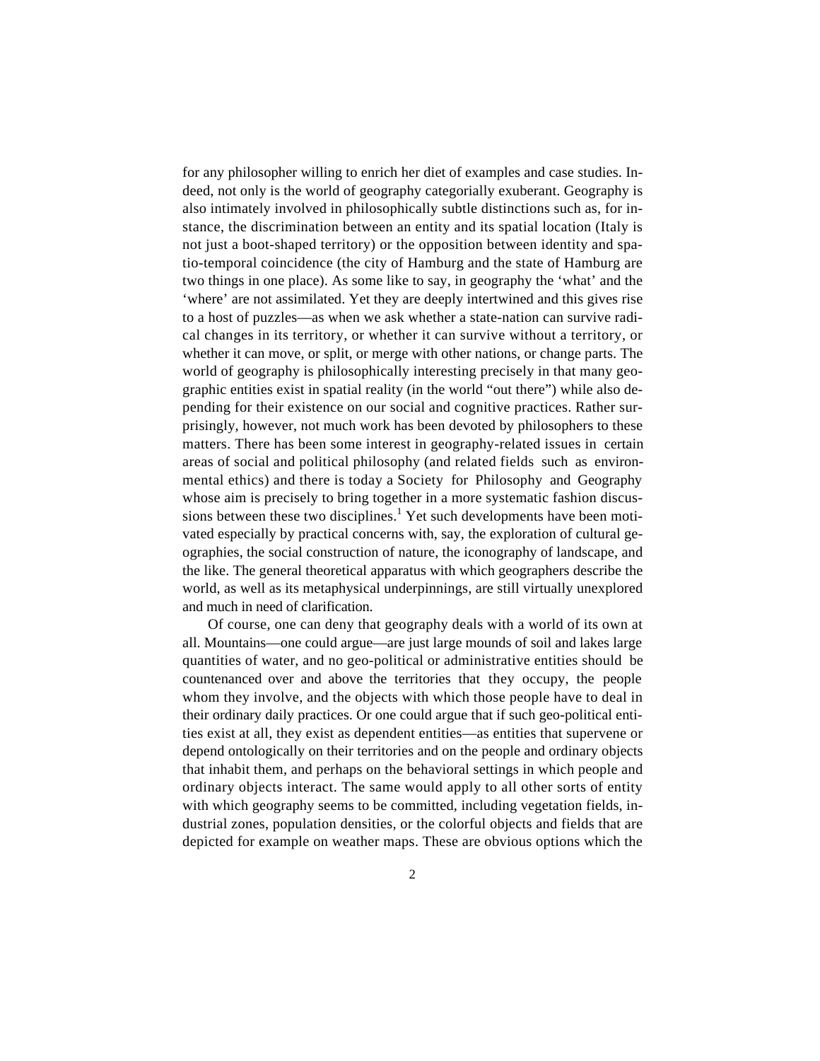for any philosopher willing to enrich her diet of examples and case studies. Indeed, not only is the world of geography categorially exuberant. Geography is also intimately involved in philosophically subtle distinctions such as, for instance, the discrimination between an entity and its spatial location (Italy is not just a boot-shaped territory) or the opposition between identity and spatio-temporal coincidence (the city of Hamburg and the state of Hamburg are two things in one place). As some like to say, in geography the 'what' and the 'where' are not assimilated. Yet they are deeply intertwined and this gives rise to a host of puzzles—as when we ask whether a state-nation can survive radical changes in its territory, or whether it can survive without a territory, or whether it can move, or split, or merge with other nations, or change parts. The world of geography is philosophically interesting precisely in that many geographic entities exist in spatial reality (in the world "out there") while also depending for their existence on our social and cognitive practices. Rather surprisingly, however, not much work has been devoted by philosophers to these matters. There has been some interest in geography-related issues in certain areas of social and political philosophy (and related fields such as environmental ethics) and there is today a Society for Philosophy and Geography whose aim is precisely to bring together in a more systematic fashion discussions between these two disciplines.[1] Yet such developments have been motivated especially by practical concerns with, say, the exploration of cultural geographies, the social construction of nature, the iconography of landscape, and the like. The general theoretical apparatus with which geographers describe the world, as well as its metaphysical underpinnings, are still virtually unexplored and much in need of clarification.

Of course, one can deny that geography deals with a world of its own at all. Mountains—one could argue—are just large mounds of soil and lakes large quantities of water, and no geo-political or administrative entities should be countenanced over and above the territories that they occupy, the people whom they involve, and the objects with which those people have to deal in their ordinary daily practices. Or one could argue that if such geo-political entities exist at all, they exist as dependent entities—as entities that supervene or depend ontologically on their territories and on the people and ordinary objects that inhabit them, and perhaps on the behavioral settings in which people and ordinary objects interact. The same would apply to all other sorts of entity with which geography seems to be committed, including vegetation fields, industrial zones, population densities, or the colorful objects and fields that are depicted for example on weather maps. These are obvious options which the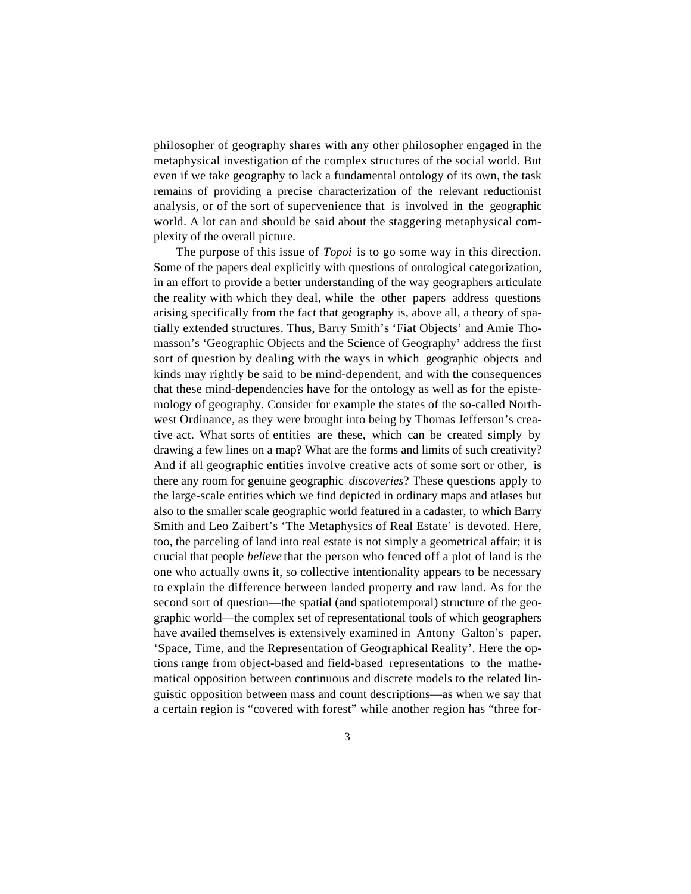philosopher of geography shares with any other philosopher engaged in the metaphysical investigation of the complex structures of the social world. But even if we take geography to lack a fundamental ontology of its own, the task remains of providing a precise characterization of the relevant reductionist analysis, or of the sort of supervenience that is involved in the geographic world. A lot can and should be said about the staggering metaphysical complexity of the overall picture.

The purpose of this issue of *Topoi* is to go some way in this direction. Some of the papers deal explicitly with questions of ontological categorization, in an effort to provide a better understanding of the way geographers articulate the reality with which they deal, while the other papers address questions arising specifically from the fact that geography is, above all, a theory of spatially extended structures. Thus, Barry Smith's 'Fiat Objects' and Amie Thomasson's 'Geographic Objects and the Science of Geography' address the first sort of question by dealing with the ways in which geographic objects and kinds may rightly be said to be mind-dependent, and with the consequences that these mind-dependencies have for the ontology as well as for the epistemology of geography. Consider for example the states of the so-called Northwest Ordinance, as they were brought into being by Thomas Jefferson's creative act. What sorts of entities are these, which can be created simply by drawing a few lines on a map? What are the forms and limits of such creativity? And if all geographic entities involve creative acts of some sort or other, is there any room for genuine geographic *discoveries*? These questions apply to the large-scale entities which we find depicted in ordinary maps and atlases but also to the smaller scale geographic world featured in a cadaster, to which Barry Smith and Leo Zaibert's 'The Metaphysics of Real Estate' is devoted. Here, too, the parceling of land into real estate is not simply a geometrical affair; it is crucial that people *believe* that the person who fenced off a plot of land is the one who actually owns it, so collective intentionality appears to be necessary to explain the difference between landed property and raw land. As for the second sort of question—the spatial (and spatiotemporal) structure of the geographic world—the complex set of representational tools of which geographers have availed themselves is extensively examined in Antony Galton's paper, 'Space, Time, and the Representation of Geographical Reality'. Here the options range from object-based and field-based representations to the mathematical opposition between continuous and discrete models to the related linguistic opposition between mass and count descriptions—as when we say that a certain region is "covered with forest" while another region has "three for-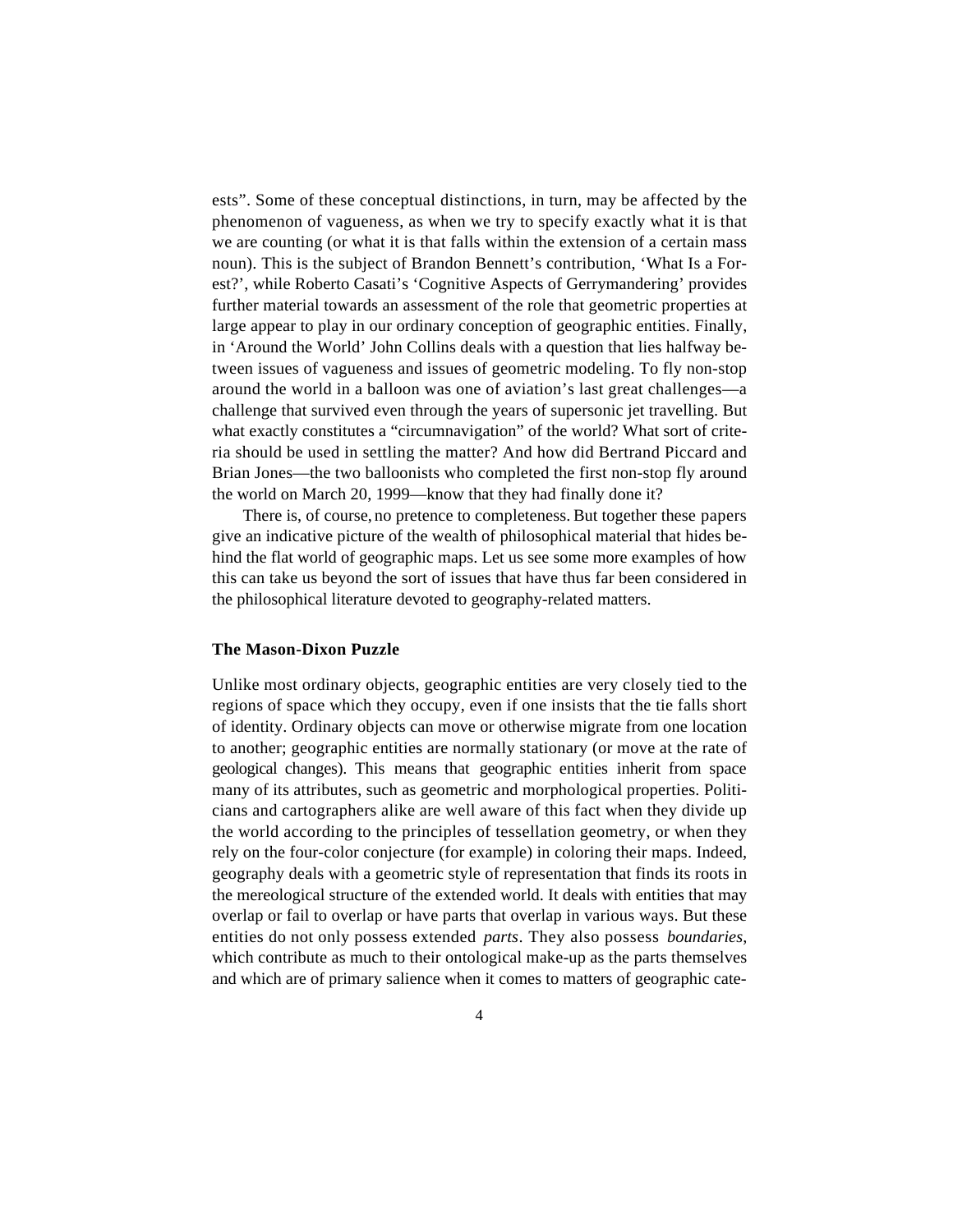ests". Some of these conceptual distinctions, in turn, may be affected by the phenomenon of vagueness, as when we try to specify exactly what it is that we are counting (or what it is that falls within the extension of a certain mass noun). This is the subject of Brandon Bennett's contribution, 'What Is a Forest?', while Roberto Casati's 'Cognitive Aspects of Gerrymandering' provides further material towards an assessment of the role that geometric properties at large appear to play in our ordinary conception of geographic entities. Finally, in 'Around the World' John Collins deals with a question that lies halfway between issues of vagueness and issues of geometric modeling. To fly non-stop around the world in a balloon was one of aviation's last great challenges—a challenge that survived even through the years of supersonic jet travelling. But what exactly constitutes a "circumnavigation" of the world? What sort of criteria should be used in settling the matter? And how did Bertrand Piccard and Brian Jones—the two balloonists who completed the first non-stop fly around the world on March 20, 1999—know that they had finally done it?

There is, of course, no pretence to completeness. But together these papers give an indicative picture of the wealth of philosophical material that hides behind the flat world of geographic maps. Let us see some more examples of how this can take us beyond the sort of issues that have thus far been considered in the philosophical literature devoted to geography-related matters.

### The Mason-Dixon Puzzle

Unlike most ordinary objects, geographic entities are very closely tied to the regions of space which they occupy, even if one insists that the tie falls short of identity. Ordinary objects can move or otherwise migrate from one location to another; geographic entities are normally stationary (or move at the rate of geological changes). This means that geographic entities inherit from space many of its attributes, such as geometric and morphological properties. Politicians and cartographers alike are well aware of this fact when they divide up the world according to the principles of tessellation geometry, or when they rely on the four-color conjecture (for example) in coloring their maps. Indeed, geography deals with a geometric style of representation that finds its roots in the mereological structure of the extended world. It deals with entities that may overlap or fail to overlap or have parts that overlap in various ways. But these entities do not only possess extended *parts*. They also possess *boundaries*, which contribute as much to their ontological make-up as the parts themselves and which are of primary salience when it comes to matters of geographic cate-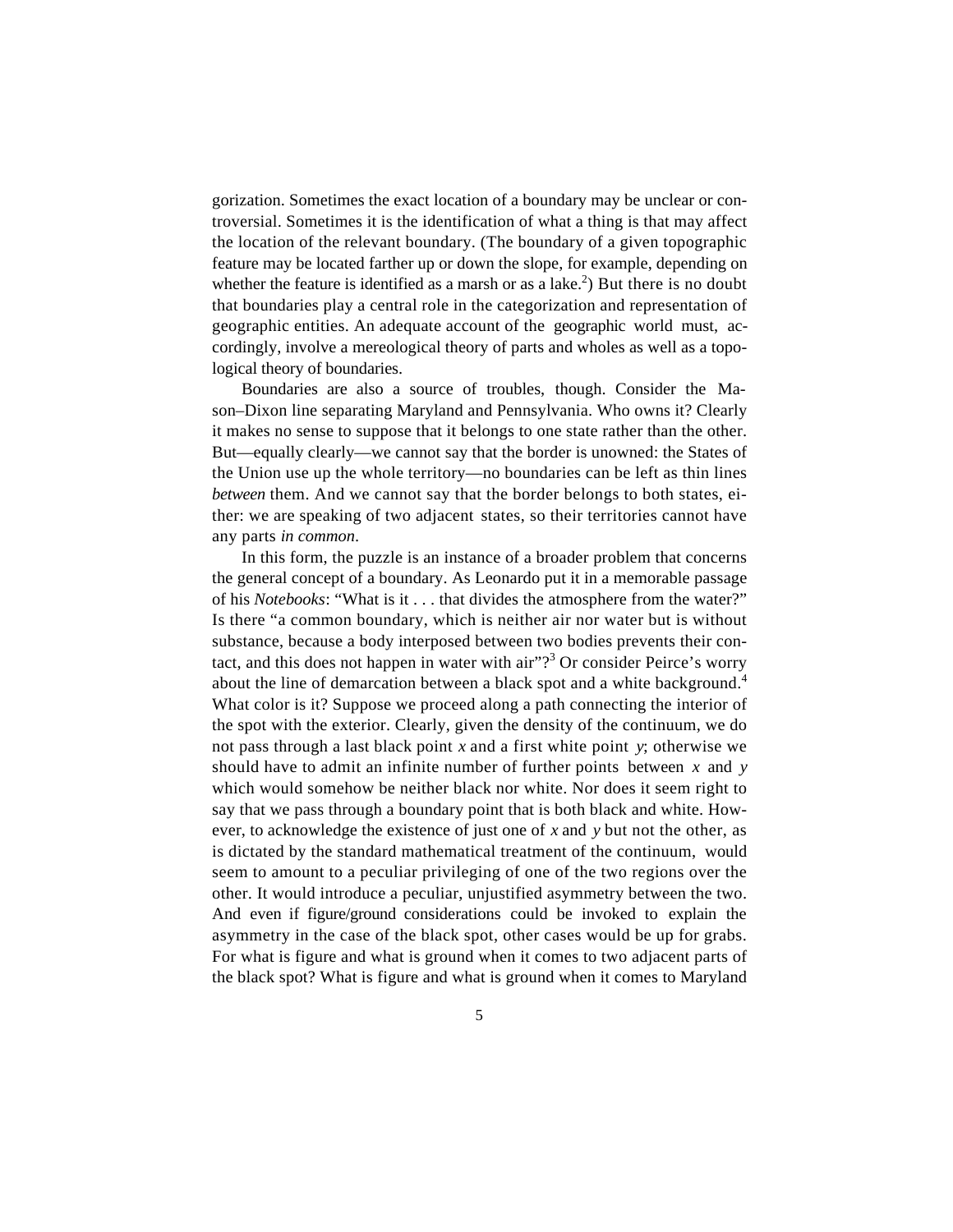gorization. Sometimes the exact location of a boundary may be unclear or controversial. Sometimes it is the identification of what a thing is that may affect the location of the relevant boundary. (The boundary of a given topographic feature may be located farther up or down the slope, for example, depending on whether the feature is identified as a marsh or as a lake.[2]) But there is no doubt that boundaries play a central role in the categorization and representation of geographic entities. An adequate account of the geographic world must, accordingly, involve a mereological theory of parts and wholes as well as a topological theory of boundaries.

Boundaries are also a source of troubles, though. Consider the Mason–Dixon line separating Maryland and Pennsylvania. Who owns it? Clearly it makes no sense to suppose that it belongs to one state rather than the other. But—equally clearly—we cannot say that the border is unowned: the States of the Union use up the whole territory—no boundaries can be left as thin lines *between* them. And we cannot say that the border belongs to both states, either: we are speaking of two adjacent states, so their territories cannot have any parts *in common*.

In this form, the puzzle is an instance of a broader problem that concerns the general concept of a boundary. As Leonardo put it in a memorable passage of his *Notebooks*: "What is it . . . that divides the atmosphere from the water?" Is there "a common boundary, which is neither air nor water but is without substance, because a body interposed between two bodies prevents their contact, and this does not happen in water with air"?[3] Or consider Peirce's worry about the line of demarcation between a black spot and a white background.[4] What color is it? Suppose we proceed along a path connecting the interior of the spot with the exterior. Clearly, given the density of the continuum, we do not pass through a last black point $x$ and a first white point $y$; otherwise we should have to admit an infinite number of further points between $x$ and $y$ which would somehow be neither black nor white. Nor does it seem right to say that we pass through a boundary point that is both black and white. However, to acknowledge the existence of just one of $x$ and $y$ but not the other, as is dictated by the standard mathematical treatment of the continuum, would seem to amount to a peculiar privileging of one of the two regions over the other. It would introduce a peculiar, unjustified asymmetry between the two. And even if figure/ground considerations could be invoked to explain the asymmetry in the case of the black spot, other cases would be up for grabs. For what is figure and what is ground when it comes to two adjacent parts of the black spot? What is figure and what is ground when it comes to Maryland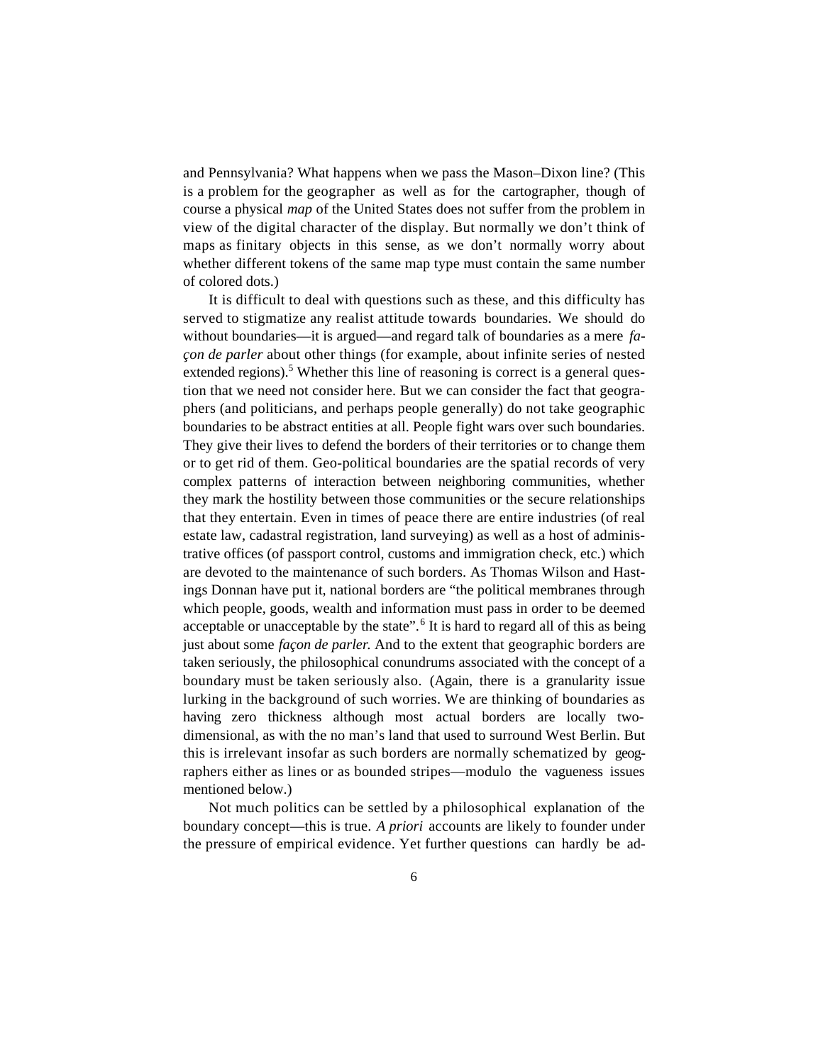and Pennsylvania? What happens when we pass the Mason–Dixon line? (This is a problem for the geographer as well as for the cartographer, though of course a physical *map* of the United States does not suffer from the problem in view of the digital character of the display. But normally we don't think of maps as finitary objects in this sense, as we don't normally worry about whether different tokens of the same map type must contain the same number of colored dots.)

It is difficult to deal with questions such as these, and this difficulty has served to stigmatize any realist attitude towards boundaries. We should do without boundaries—it is argued—and regard talk of boundaries as a mere *façon de parler* about other things (for example, about infinite series of nested extended regions).[5] Whether this line of reasoning is correct is a general question that we need not consider here. But we can consider the fact that geographers (and politicians, and perhaps people generally) do not take geographic boundaries to be abstract entities at all. People fight wars over such boundaries. They give their lives to defend the borders of their territories or to change them or to get rid of them. Geo-political boundaries are the spatial records of very complex patterns of interaction between neighboring communities, whether they mark the hostility between those communities or the secure relationships that they entertain. Even in times of peace there are entire industries (of real estate law, cadastral registration, land surveying) as well as a host of administrative offices (of passport control, customs and immigration check, etc.) which are devoted to the maintenance of such borders. As Thomas Wilson and Hastings Donnan have put it, national borders are "the political membranes through which people, goods, wealth and information must pass in order to be deemed acceptable or unacceptable by the state".[6] It is hard to regard all of this as being just about some *façon de parler.* And to the extent that geographic borders are taken seriously, the philosophical conundrums associated with the concept of a boundary must be taken seriously also. (Again, there is a granularity issue lurking in the background of such worries. We are thinking of boundaries as having zero thickness although most actual borders are locally two-dimensional, as with the no man's land that used to surround West Berlin. But this is irrelevant insofar as such borders are normally schematized by geographers either as lines or as bounded stripes—modulo the vagueness issues mentioned below.)

Not much politics can be settled by a philosophical explanation of the boundary concept—this is true. *A priori* accounts are likely to founder under the pressure of empirical evidence. Yet further questions can hardly be ad-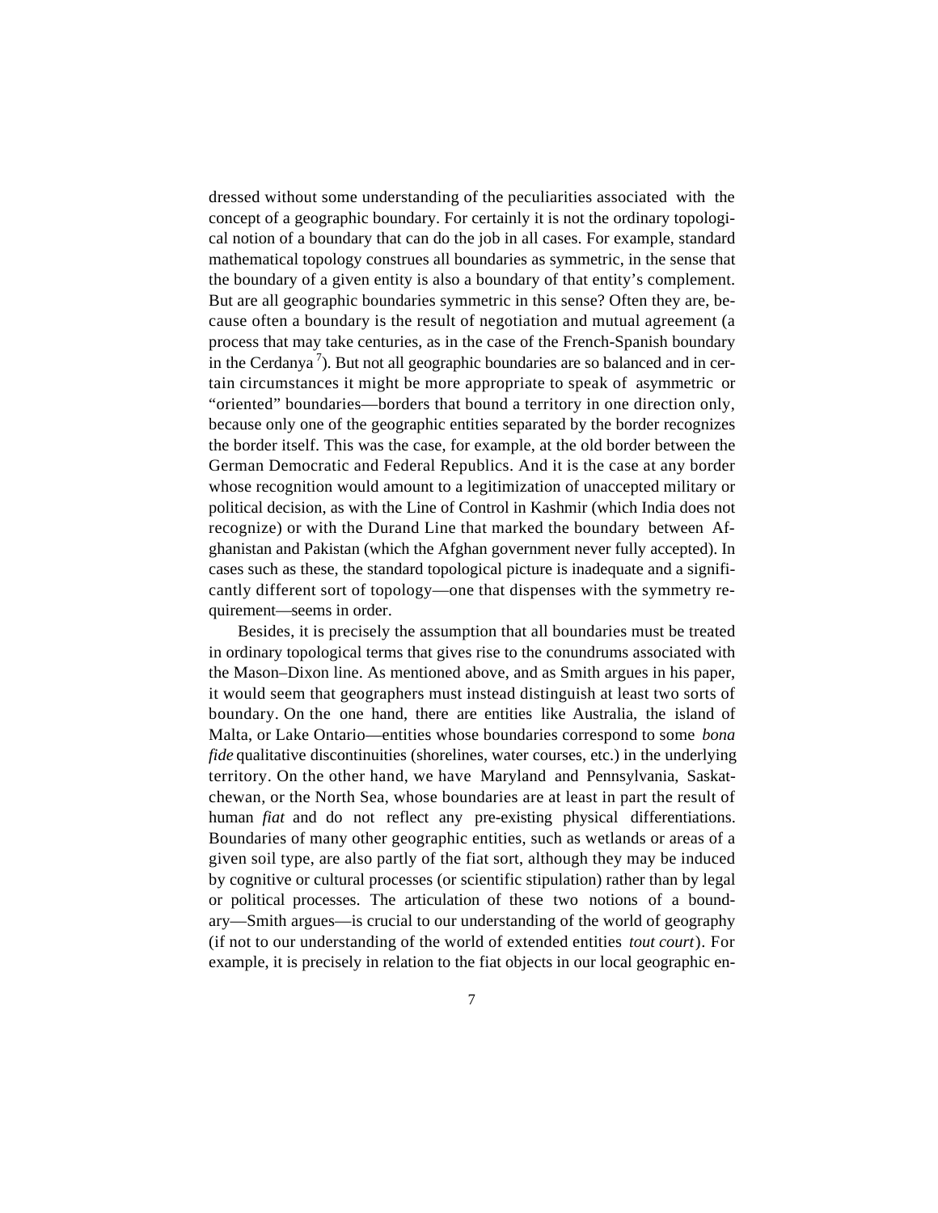dressed without some understanding of the peculiarities associated with the concept of a geographic boundary. For certainly it is not the ordinary topological notion of a boundary that can do the job in all cases. For example, standard mathematical topology construes all boundaries as symmetric, in the sense that the boundary of a given entity is also a boundary of that entity's complement. But are all geographic boundaries symmetric in this sense? Often they are, because often a boundary is the result of negotiation and mutual agreement (a process that may take centuries, as in the case of the French-Spanish boundary in the Cerdanya [7]). But not all geographic boundaries are so balanced and in certain circumstances it might be more appropriate to speak of asymmetric or "oriented" boundaries—borders that bound a territory in one direction only, because only one of the geographic entities separated by the border recognizes the border itself. This was the case, for example, at the old border between the German Democratic and Federal Republics. And it is the case at any border whose recognition would amount to a legitimization of unaccepted military or political decision, as with the Line of Control in Kashmir (which India does not recognize) or with the Durand Line that marked the boundary between Afghanistan and Pakistan (which the Afghan government never fully accepted). In cases such as these, the standard topological picture is inadequate and a significantly different sort of topology—one that dispenses with the symmetry requirement—seems in order.

Besides, it is precisely the assumption that all boundaries must be treated in ordinary topological terms that gives rise to the conundrums associated with the Mason–Dixon line. As mentioned above, and as Smith argues in his paper, it would seem that geographers must instead distinguish at least two sorts of boundary. On the one hand, there are entities like Australia, the island of Malta, or Lake Ontario—entities whose boundaries correspond to some *bona fide* qualitative discontinuities (shorelines, water courses, etc.) in the underlying territory. On the other hand, we have Maryland and Pennsylvania, Saskatchewan, or the North Sea, whose boundaries are at least in part the result of human *fiat* and do not reflect any pre-existing physical differentiations. Boundaries of many other geographic entities, such as wetlands or areas of a given soil type, are also partly of the fiat sort, although they may be induced by cognitive or cultural processes (or scientific stipulation) rather than by legal or political processes. The articulation of these two notions of a boundary—Smith argues—is crucial to our understanding of the world of geography (if not to our understanding of the world of extended entities *tout court*). For example, it is precisely in relation to the fiat objects in our local geographic en-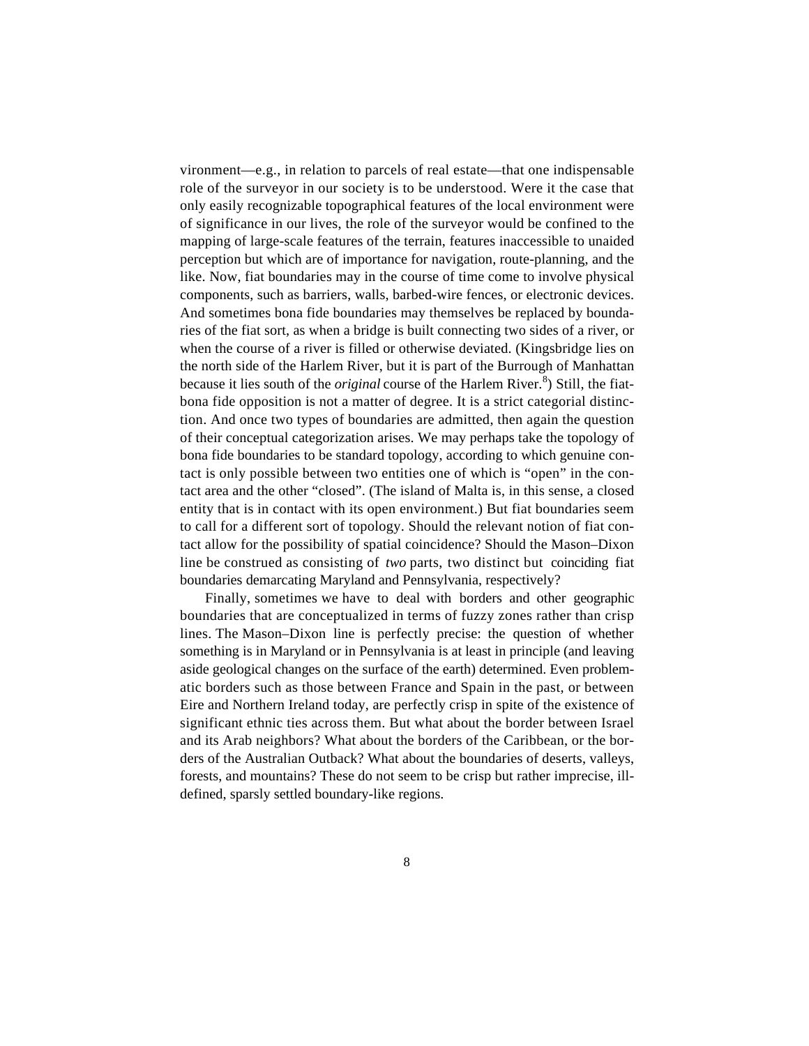vironment—e.g., in relation to parcels of real estate—that one indispensable role of the surveyor in our society is to be understood. Were it the case that only easily recognizable topographical features of the local environment were of significance in our lives, the role of the surveyor would be confined to the mapping of large-scale features of the terrain, features inaccessible to unaided perception but which are of importance for navigation, route-planning, and the like. Now, fiat boundaries may in the course of time come to involve physical components, such as barriers, walls, barbed-wire fences, or electronic devices. And sometimes bona fide boundaries may themselves be replaced by boundaries of the fiat sort, as when a bridge is built connecting two sides of a river, or when the course of a river is filled or otherwise deviated. (Kingsbridge lies on the north side of the Harlem River, but it is part of the Burrough of Manhattan because it lies south of the *original* course of the Harlem River.[8]) Still, the fiat-bona fide opposition is not a matter of degree. It is a strict categorial distinction. And once two types of boundaries are admitted, then again the question of their conceptual categorization arises. We may perhaps take the topology of bona fide boundaries to be standard topology, according to which genuine contact is only possible between two entities one of which is "open" in the contact area and the other "closed". (The island of Malta is, in this sense, a closed entity that is in contact with its open environment.) But fiat boundaries seem to call for a different sort of topology. Should the relevant notion of fiat contact allow for the possibility of spatial coincidence? Should the Mason–Dixon line be construed as consisting of *two* parts, two distinct but coinciding fiat boundaries demarcating Maryland and Pennsylvania, respectively?

Finally, sometimes we have to deal with borders and other geographic boundaries that are conceptualized in terms of fuzzy zones rather than crisp lines. The Mason–Dixon line is perfectly precise: the question of whether something is in Maryland or in Pennsylvania is at least in principle (and leaving aside geological changes on the surface of the earth) determined. Even problematic borders such as those between France and Spain in the past, or between Eire and Northern Ireland today, are perfectly crisp in spite of the existence of significant ethnic ties across them. But what about the border between Israel and its Arab neighbors? What about the borders of the Caribbean, or the borders of the Australian Outback? What about the boundaries of deserts, valleys, forests, and mountains? These do not seem to be crisp but rather imprecise, ill-defined, sparsly settled boundary-like regions.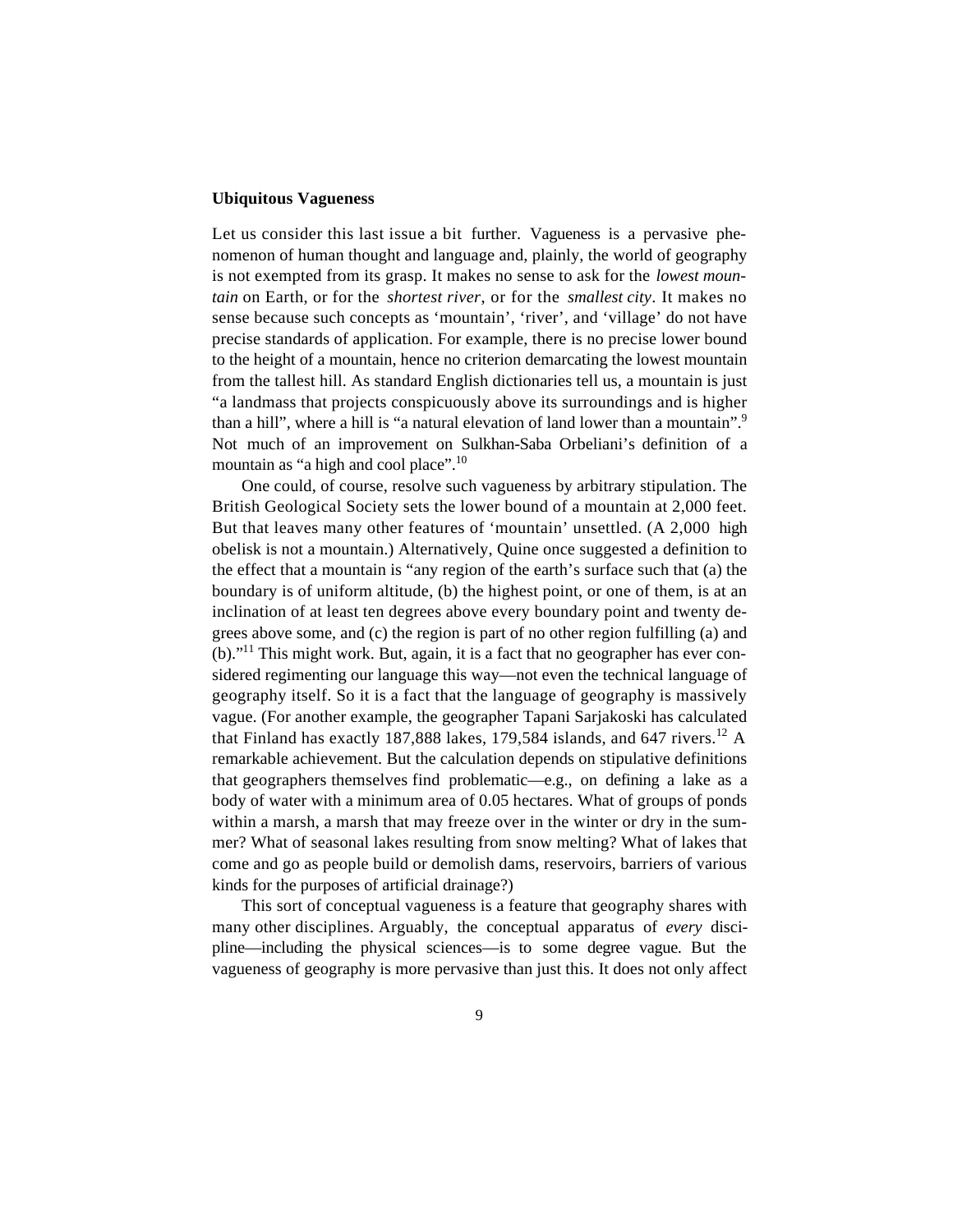**Ubiquitous Vagueness**

Let us consider this last issue a bit further. Vagueness is a pervasive phenomenon of human thought and language and, plainly, the world of geography is not exempted from its grasp. It makes no sense to ask for the *lowest mountain* on Earth, or for the *shortest river*, or for the *smallest city*. It makes no sense because such concepts as 'mountain', 'river', and 'village' do not have precise standards of application. For example, there is no precise lower bound to the height of a mountain, hence no criterion demarcating the lowest mountain from the tallest hill. As standard English dictionaries tell us, a mountain is just "a landmass that projects conspicuously above its surroundings and is higher than a hill", where a hill is "a natural elevation of land lower than a mountain".[9] Not much of an improvement on Sulkhan-Saba Orbeliani's definition of a mountain as "a high and cool place".[10]

One could, of course, resolve such vagueness by arbitrary stipulation. The British Geological Society sets the lower bound of a mountain at 2,000 feet. But that leaves many other features of 'mountain' unsettled. (A 2,000 high obelisk is not a mountain.) Alternatively, Quine once suggested a definition to the effect that a mountain is "any region of the earth's surface such that (a) the boundary is of uniform altitude, (b) the highest point, or one of them, is at an inclination of at least ten degrees above every boundary point and twenty degrees above some, and (c) the region is part of no other region fulfilling (a) and (b)."[11] This might work. But, again, it is a fact that no geographer has ever considered regimenting our language this way—not even the technical language of geography itself. So it is a fact that the language of geography is massively vague. (For another example, the geographer Tapani Sarjakoski has calculated that Finland has exactly 187,888 lakes, 179,584 islands, and 647 rivers.[12] A remarkable achievement. But the calculation depends on stipulative definitions that geographers themselves find problematic—e.g., on defining a lake as a body of water with a minimum area of 0.05 hectares. What of groups of ponds within a marsh, a marsh that may freeze over in the winter or dry in the summer? What of seasonal lakes resulting from snow melting? What of lakes that come and go as people build or demolish dams, reservoirs, barriers of various kinds for the purposes of artificial drainage?)

This sort of conceptual vagueness is a feature that geography shares with many other disciplines. Arguably, the conceptual apparatus of *every* discipline—including the physical sciences—is to some degree vague. But the vagueness of geography is more pervasive than just this. It does not only affect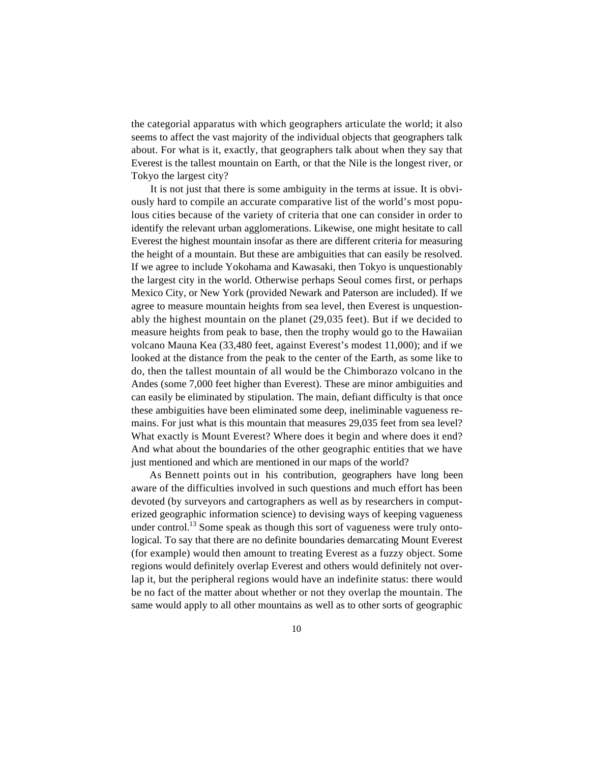the categorial apparatus with which geographers articulate the world; it also seems to affect the vast majority of the individual objects that geographers talk about. For what is it, exactly, that geographers talk about when they say that Everest is the tallest mountain on Earth, or that the Nile is the longest river, or Tokyo the largest city?

It is not just that there is some ambiguity in the terms at issue. It is obviously hard to compile an accurate comparative list of the world's most populous cities because of the variety of criteria that one can consider in order to identify the relevant urban agglomerations. Likewise, one might hesitate to call Everest the highest mountain insofar as there are different criteria for measuring the height of a mountain. But these are ambiguities that can easily be resolved. If we agree to include Yokohama and Kawasaki, then Tokyo is unquestionably the largest city in the world. Otherwise perhaps Seoul comes first, or perhaps Mexico City, or New York (provided Newark and Paterson are included). If we agree to measure mountain heights from sea level, then Everest is unquestionably the highest mountain on the planet (29,035 feet). But if we decided to measure heights from peak to base, then the trophy would go to the Hawaiian volcano Mauna Kea (33,480 feet, against Everest's modest 11,000); and if we looked at the distance from the peak to the center of the Earth, as some like to do, then the tallest mountain of all would be the Chimborazo volcano in the Andes (some 7,000 feet higher than Everest). These are minor ambiguities and can easily be eliminated by stipulation. The main, defiant difficulty is that once these ambiguities have been eliminated some deep, ineliminable vagueness remains. For just what is this mountain that measures 29,035 feet from sea level? What exactly is Mount Everest? Where does it begin and where does it end? And what about the boundaries of the other geographic entities that we have just mentioned and which are mentioned in our maps of the world?

As Bennett points out in his contribution, geographers have long been aware of the difficulties involved in such questions and much effort has been devoted (by surveyors and cartographers as well as by researchers in computerized geographic information science) to devising ways of keeping vagueness under control.[13] Some speak as though this sort of vagueness were truly ontological. To say that there are no definite boundaries demarcating Mount Everest (for example) would then amount to treating Everest as a fuzzy object. Some regions would definitely overlap Everest and others would definitely not overlap it, but the peripheral regions would have an indefinite status: there would be no fact of the matter about whether or not they overlap the mountain. The same would apply to all other mountains as well as to other sorts of geographic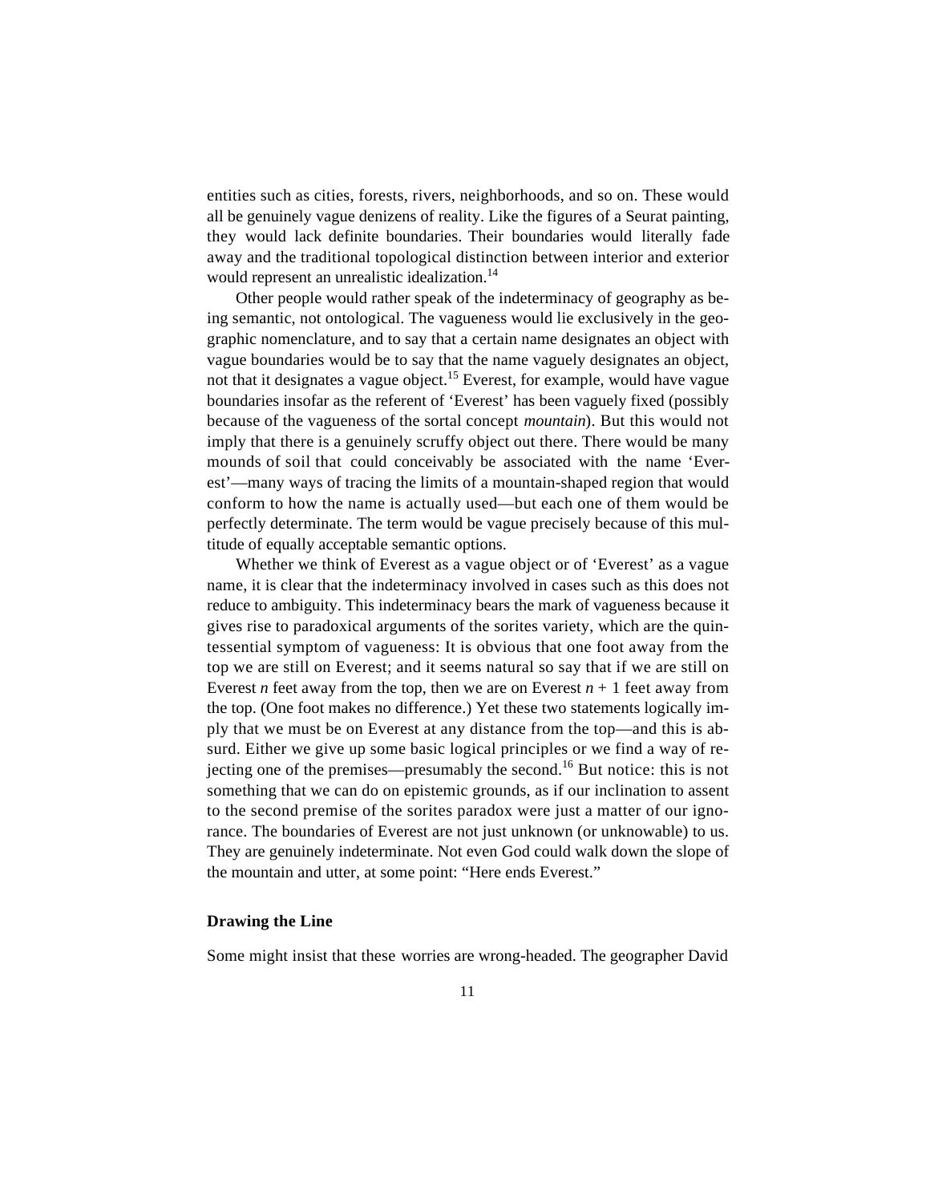entities such as cities, forests, rivers, neighborhoods, and so on. These would all be genuinely vague denizens of reality. Like the figures of a Seurat painting, they would lack definite boundaries. Their boundaries would literally fade away and the traditional topological distinction between interior and exterior would represent an unrealistic idealization.[14]

Other people would rather speak of the indeterminacy of geography as being semantic, not ontological. The vagueness would lie exclusively in the geographic nomenclature, and to say that a certain name designates an object with vague boundaries would be to say that the name vaguely designates an object, not that it designates a vague object.[15] Everest, for example, would have vague boundaries insofar as the referent of 'Everest' has been vaguely fixed (possibly because of the vagueness of the sortal concept *mountain*). But this would not imply that there is a genuinely scruffy object out there. There would be many mounds of soil that could conceivably be associated with the name 'Everest'—many ways of tracing the limits of a mountain-shaped region that would conform to how the name is actually used—but each one of them would be perfectly determinate. The term would be vague precisely because of this multitude of equally acceptable semantic options.

Whether we think of Everest as a vague object or of 'Everest' as a vague name, it is clear that the indeterminacy involved in cases such as this does not reduce to ambiguity. This indeterminacy bears the mark of vagueness because it gives rise to paradoxical arguments of the sorites variety, which are the quintessential symptom of vagueness: It is obvious that one foot away from the top we are still on Everest; and it seems natural so say that if we are still on Everest $n$ feet away from the top, then we are on Everest $n + 1$ feet away from the top. (One foot makes no difference.) Yet these two statements logically imply that we must be on Everest at any distance from the top—and this is absurd. Either we give up some basic logical principles or we find a way of rejecting one of the premises—presumably the second.[16] But notice: this is not something that we can do on epistemic grounds, as if our inclination to assent to the second premise of the sorites paradox were just a matter of our ignorance. The boundaries of Everest are not just unknown (or unknowable) to us. They are genuinely indeterminate. Not even God could walk down the slope of the mountain and utter, at some point: "Here ends Everest."

### Drawing the Line

Some might insist that these worries are wrong-headed. The geographer David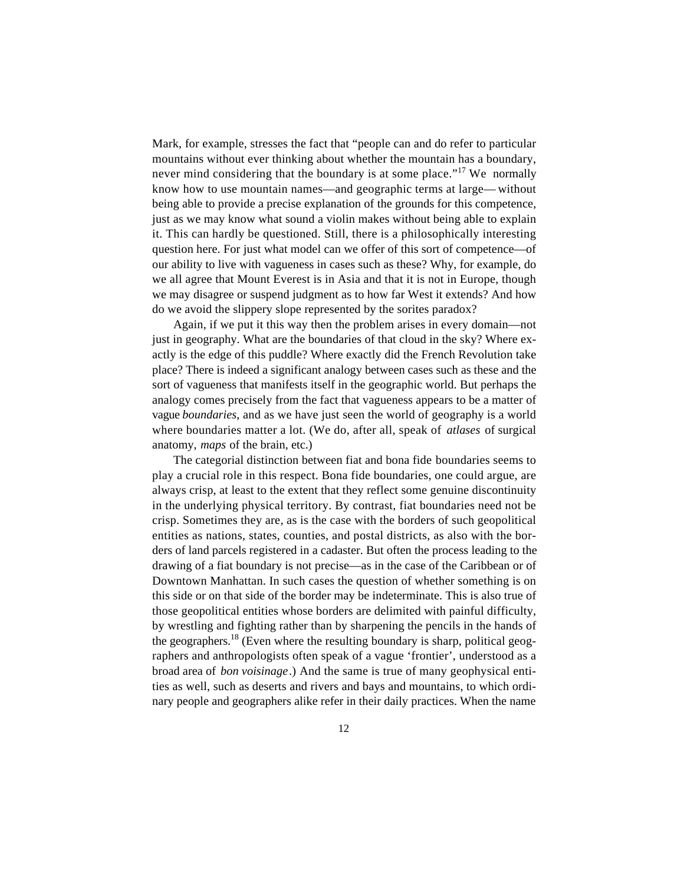Mark, for example, stresses the fact that "people can and do refer to particular mountains without ever thinking about whether the mountain has a boundary, never mind considering that the boundary is at some place."[17] We normally know how to use mountain names—and geographic terms at large—without being able to provide a precise explanation of the grounds for this competence, just as we may know what sound a violin makes without being able to explain it. This can hardly be questioned. Still, there is a philosophically interesting question here. For just what model can we offer of this sort of competence—of our ability to live with vagueness in cases such as these? Why, for example, do we all agree that Mount Everest is in Asia and that it is not in Europe, though we may disagree or suspend judgment as to how far West it extends? And how do we avoid the slippery slope represented by the sorites paradox?

Again, if we put it this way then the problem arises in every domain—not just in geography. What are the boundaries of that cloud in the sky? Where exactly is the edge of this puddle? Where exactly did the French Revolution take place? There is indeed a significant analogy between cases such as these and the sort of vagueness that manifests itself in the geographic world. But perhaps the analogy comes precisely from the fact that vagueness appears to be a matter of vague *boundaries*, and as we have just seen the world of geography is a world where boundaries matter a lot. (We do, after all, speak of *atlases* of surgical anatomy, *maps* of the brain, etc.)

The categorial distinction between fiat and bona fide boundaries seems to play a crucial role in this respect. Bona fide boundaries, one could argue, are always crisp, at least to the extent that they reflect some genuine discontinuity in the underlying physical territory. By contrast, fiat boundaries need not be crisp. Sometimes they are, as is the case with the borders of such geopolitical entities as nations, states, counties, and postal districts, as also with the borders of land parcels registered in a cadaster. But often the process leading to the drawing of a fiat boundary is not precise—as in the case of the Caribbean or of Downtown Manhattan. In such cases the question of whether something is on this side or on that side of the border may be indeterminate. This is also true of those geopolitical entities whose borders are delimited with painful difficulty, by wrestling and fighting rather than by sharpening the pencils in the hands of the geographers.[18] (Even where the resulting boundary is sharp, political geographers and anthropologists often speak of a vague 'frontier', understood as a broad area of *bon voisinage*.) And the same is true of many geophysical entities as well, such as deserts and rivers and bays and mountains, to which ordinary people and geographers alike refer in their daily practices. When the name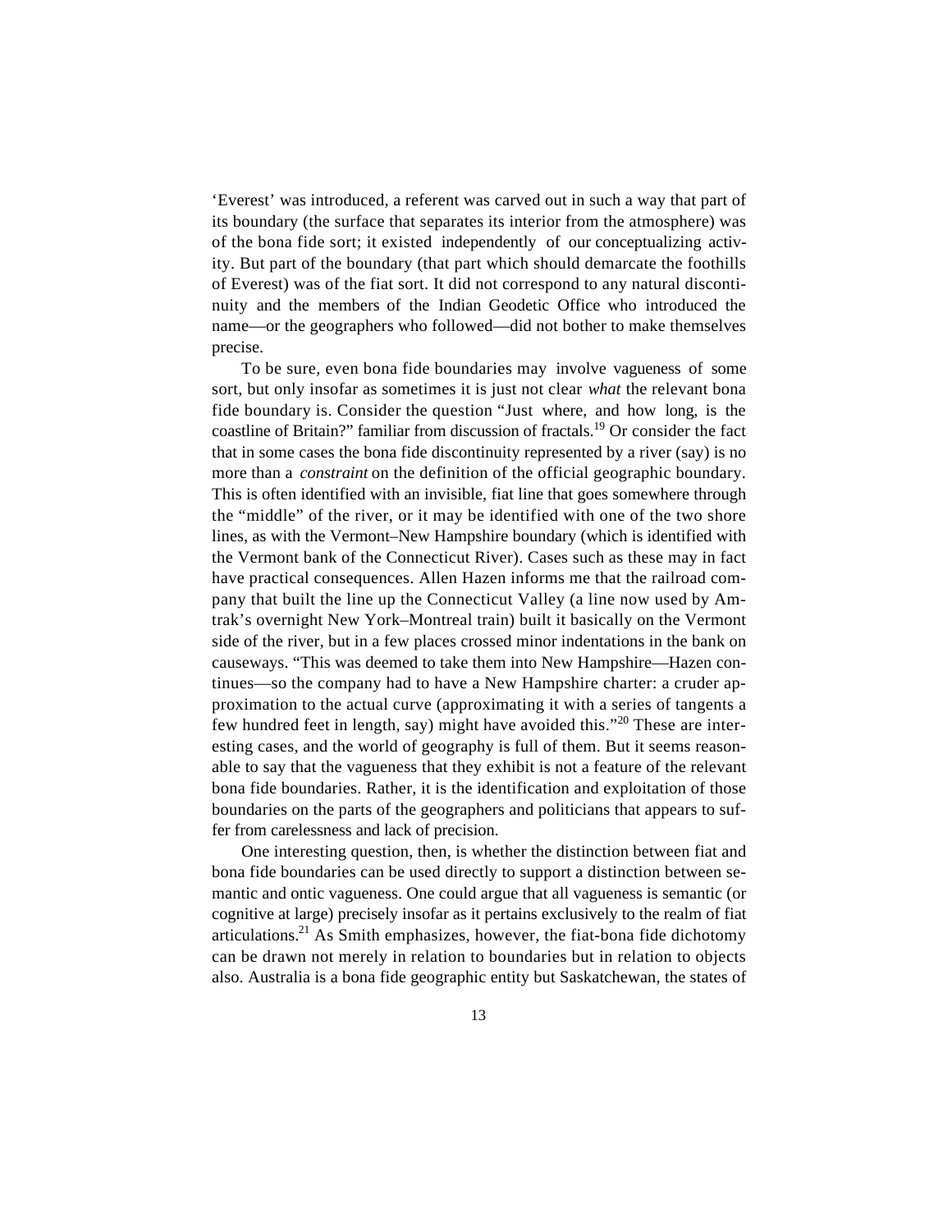'Everest' was introduced, a referent was carved out in such a way that part of its boundary (the surface that separates its interior from the atmosphere) was of the bona fide sort; it existed independently of our conceptualizing activity. But part of the boundary (that part which should demarcate the foothills of Everest) was of the fiat sort. It did not correspond to any natural discontinuity and the members of the Indian Geodetic Office who introduced the name—or the geographers who followed—did not bother to make themselves precise.

To be sure, even bona fide boundaries may involve vagueness of some sort, but only insofar as sometimes it is just not clear *what* the relevant bona fide boundary is. Consider the question "Just where, and how long, is the coastline of Britain?" familiar from discussion of fractals.[19] Or consider the fact that in some cases the bona fide discontinuity represented by a river (say) is no more than a *constraint* on the definition of the official geographic boundary. This is often identified with an invisible, fiat line that goes somewhere through the "middle" of the river, or it may be identified with one of the two shore lines, as with the Vermont–New Hampshire boundary (which is identified with the Vermont bank of the Connecticut River). Cases such as these may in fact have practical consequences. Allen Hazen informs me that the railroad company that built the line up the Connecticut Valley (a line now used by Amtrak's overnight New York–Montreal train) built it basically on the Vermont side of the river, but in a few places crossed minor indentations in the bank on causeways. "This was deemed to take them into New Hampshire—Hazen continues—so the company had to have a New Hampshire charter: a cruder approximation to the actual curve (approximating it with a series of tangents a few hundred feet in length, say) might have avoided this."[20] These are interesting cases, and the world of geography is full of them. But it seems reasonable to say that the vagueness that they exhibit is not a feature of the relevant bona fide boundaries. Rather, it is the identification and exploitation of those boundaries on the parts of the geographers and politicians that appears to suffer from carelessness and lack of precision.

One interesting question, then, is whether the distinction between fiat and bona fide boundaries can be used directly to support a distinction between semantic and ontic vagueness. One could argue that all vagueness is semantic (or cognitive at large) precisely insofar as it pertains exclusively to the realm of fiat articulations.[21] As Smith emphasizes, however, the fiat-bona fide dichotomy can be drawn not merely in relation to boundaries but in relation to objects also. Australia is a bona fide geographic entity but Saskatchewan, the states of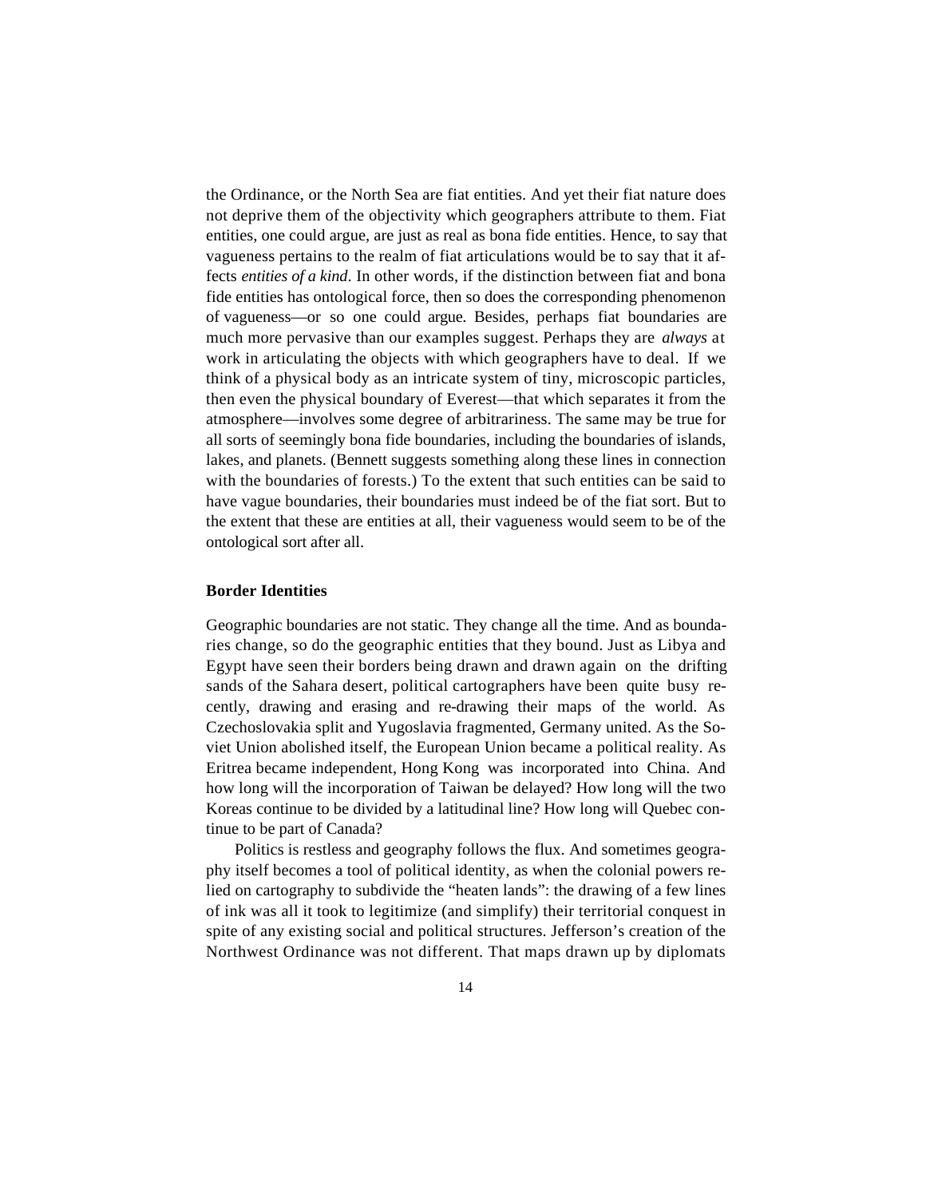the Ordinance, or the North Sea are fiat entities. And yet their fiat nature does not deprive them of the objectivity which geographers attribute to them. Fiat entities, one could argue, are just as real as bona fide entities. Hence, to say that vagueness pertains to the realm of fiat articulations would be to say that it affects *entities of a kind*. In other words, if the distinction between fiat and bona fide entities has ontological force, then so does the corresponding phenomenon of vagueness—or so one could argue. Besides, perhaps fiat boundaries are much more pervasive than our examples suggest. Perhaps they are *always* at work in articulating the objects with which geographers have to deal. If we think of a physical body as an intricate system of tiny, microscopic particles, then even the physical boundary of Everest—that which separates it from the atmosphere—involves some degree of arbitrariness. The same may be true for all sorts of seemingly bona fide boundaries, including the boundaries of islands, lakes, and planets. (Bennett suggests something along these lines in connection with the boundaries of forests.) To the extent that such entities can be said to have vague boundaries, their boundaries must indeed be of the fiat sort. But to the extent that these are entities at all, their vagueness would seem to be of the ontological sort after all.

### Border Identities

Geographic boundaries are not static. They change all the time. And as boundaries change, so do the geographic entities that they bound. Just as Libya and Egypt have seen their borders being drawn and drawn again on the drifting sands of the Sahara desert, political cartographers have been quite busy recently, drawing and erasing and re-drawing their maps of the world. As Czechoslovakia split and Yugoslavia fragmented, Germany united. As the Soviet Union abolished itself, the European Union became a political reality. As Eritrea became independent, Hong Kong was incorporated into China. And how long will the incorporation of Taiwan be delayed? How long will the two Koreas continue to be divided by a latitudinal line? How long will Quebec continue to be part of Canada?

Politics is restless and geography follows the flux. And sometimes geography itself becomes a tool of political identity, as when the colonial powers relied on cartography to subdivide the "heaten lands": the drawing of a few lines of ink was all it took to legitimize (and simplify) their territorial conquest in spite of any existing social and political structures. Jefferson's creation of the Northwest Ordinance was not different. That maps drawn up by diplomats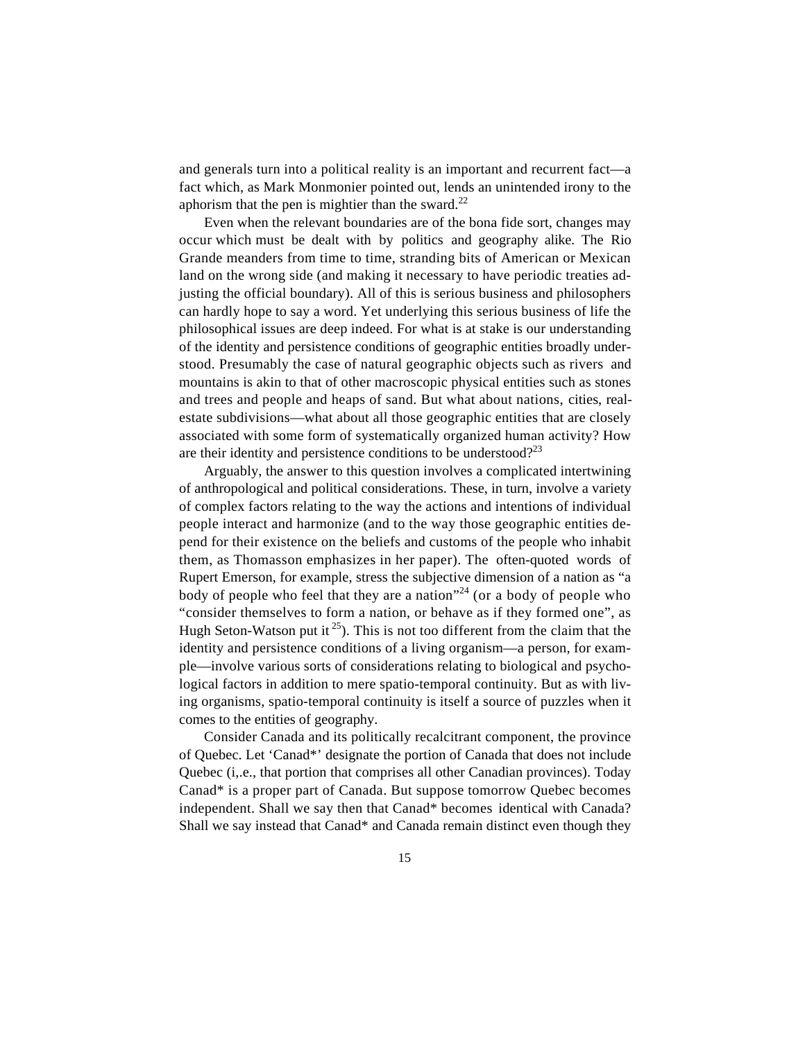and generals turn into a political reality is an important and recurrent fact—a fact which, as Mark Monmonier pointed out, lends an unintended irony to the aphorism that the pen is mightier than the sward.[22]

Even when the relevant boundaries are of the bona fide sort, changes may occur which must be dealt with by politics and geography alike. The Rio Grande meanders from time to time, stranding bits of American or Mexican land on the wrong side (and making it necessary to have periodic treaties adjusting the official boundary). All of this is serious business and philosophers can hardly hope to say a word. Yet underlying this serious business of life the philosophical issues are deep indeed. For what is at stake is our understanding of the identity and persistence conditions of geographic entities broadly understood. Presumably the case of natural geographic objects such as rivers and mountains is akin to that of other macroscopic physical entities such as stones and trees and people and heaps of sand. But what about nations, cities, real-estate subdivisions—what about all those geographic entities that are closely associated with some form of systematically organized human activity? How are their identity and persistence conditions to be understood?[23]

Arguably, the answer to this question involves a complicated intertwining of anthropological and political considerations. These, in turn, involve a variety of complex factors relating to the way the actions and intentions of individual people interact and harmonize (and to the way those geographic entities depend for their existence on the beliefs and customs of the people who inhabit them, as Thomasson emphasizes in her paper). The often-quoted words of Rupert Emerson, for example, stress the subjective dimension of a nation as "a body of people who feel that they are a nation"[24] (or a body of people who "consider themselves to form a nation, or behave as if they formed one", as Hugh Seton-Watson put it[25]). This is not too different from the claim that the identity and persistence conditions of a living organism—a person, for example—involve various sorts of considerations relating to biological and psychological factors in addition to mere spatio-temporal continuity. But as with living organisms, spatio-temporal continuity is itself a source of puzzles when it comes to the entities of geography.

Consider Canada and its politically recalcitrant component, the province of Quebec. Let 'Canad*' designate the portion of Canada that does not include Quebec (i,.e., that portion that comprises all other Canadian provinces). Today Canad* is a proper part of Canada. But suppose tomorrow Quebec becomes independent. Shall we say then that Canad* becomes identical with Canada? Shall we say instead that Canad* and Canada remain distinct even though they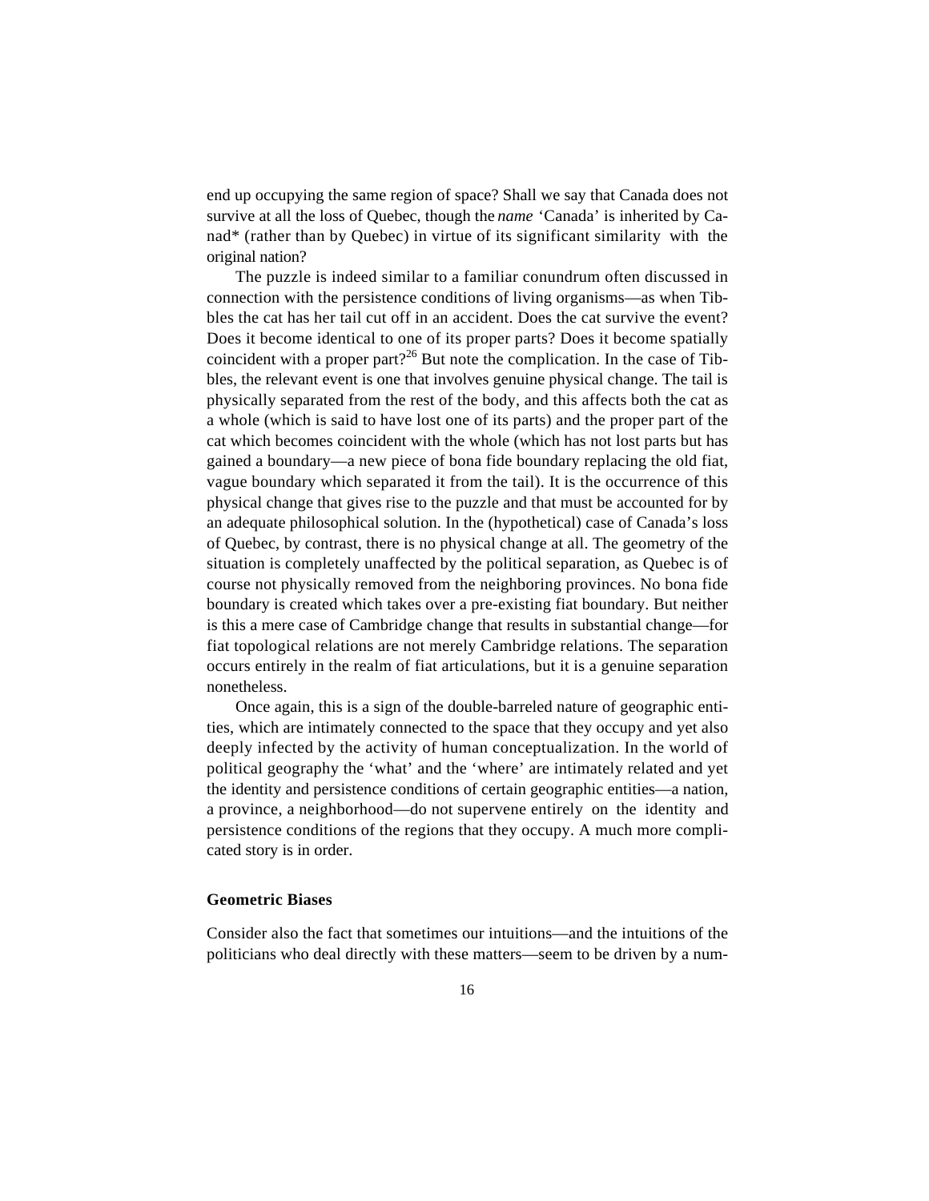end up occupying the same region of space? Shall we say that Canada does not survive at all the loss of Quebec, though the *name* 'Canada' is inherited by Canad* (rather than by Quebec) in virtue of its significant similarity with the original nation?

The puzzle is indeed similar to a familiar conundrum often discussed in connection with the persistence conditions of living organisms—as when Tibbles the cat has her tail cut off in an accident. Does the cat survive the event? Does it become identical to one of its proper parts? Does it become spatially coincident with a proper part?[26] But note the complication. In the case of Tibbles, the relevant event is one that involves genuine physical change. The tail is physically separated from the rest of the body, and this affects both the cat as a whole (which is said to have lost one of its parts) and the proper part of the cat which becomes coincident with the whole (which has not lost parts but has gained a boundary—a new piece of bona fide boundary replacing the old fiat, vague boundary which separated it from the tail). It is the occurrence of this physical change that gives rise to the puzzle and that must be accounted for by an adequate philosophical solution. In the (hypothetical) case of Canada's loss of Quebec, by contrast, there is no physical change at all. The geometry of the situation is completely unaffected by the political separation, as Quebec is of course not physically removed from the neighboring provinces. No bona fide boundary is created which takes over a pre-existing fiat boundary. But neither is this a mere case of Cambridge change that results in substantial change—for fiat topological relations are not merely Cambridge relations. The separation occurs entirely in the realm of fiat articulations, but it is a genuine separation nonetheless.

Once again, this is a sign of the double-barreled nature of geographic entities, which are intimately connected to the space that they occupy and yet also deeply infected by the activity of human conceptualization. In the world of political geography the 'what' and the 'where' are intimately related and yet the identity and persistence conditions of certain geographic entities—a nation, a province, a neighborhood—do not supervene entirely on the identity and persistence conditions of the regions that they occupy. A much more complicated story is in order.

### Geometric Biases

Consider also the fact that sometimes our intuitions—and the intuitions of the politicians who deal directly with these matters—seem to be driven by a num-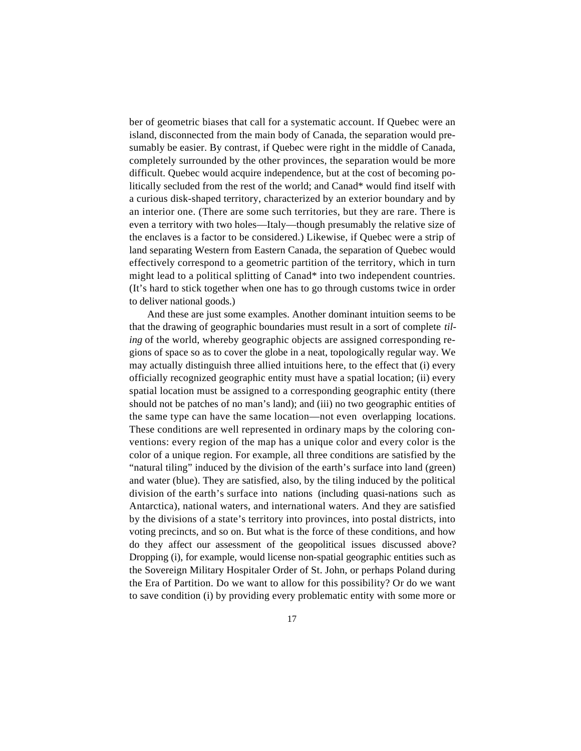ber of geometric biases that call for a systematic account. If Quebec were an island, disconnected from the main body of Canada, the separation would presumably be easier. By contrast, if Quebec were right in the middle of Canada, completely surrounded by the other provinces, the separation would be more difficult. Quebec would acquire independence, but at the cost of becoming politically secluded from the rest of the world; and Canad* would find itself with a curious disk-shaped territory, characterized by an exterior boundary and by an interior one. (There are some such territories, but they are rare. There is even a territory with two holes—Italy—though presumably the relative size of the enclaves is a factor to be considered.) Likewise, if Quebec were a strip of land separating Western from Eastern Canada, the separation of Quebec would effectively correspond to a geometric partition of the territory, which in turn might lead to a political splitting of Canad* into two independent countries. (It's hard to stick together when one has to go through customs twice in order to deliver national goods.)

And these are just some examples. Another dominant intuition seems to be that the drawing of geographic boundaries must result in a sort of complete *tiling* of the world, whereby geographic objects are assigned corresponding regions of space so as to cover the globe in a neat, topologically regular way. We may actually distinguish three allied intuitions here, to the effect that (i) every officially recognized geographic entity must have a spatial location; (ii) every spatial location must be assigned to a corresponding geographic entity (there should not be patches of no man's land); and (iii) no two geographic entities of the same type can have the same location—not even overlapping locations. These conditions are well represented in ordinary maps by the coloring conventions: every region of the map has a unique color and every color is the color of a unique region. For example, all three conditions are satisfied by the "natural tiling" induced by the division of the earth's surface into land (green) and water (blue). They are satisfied, also, by the tiling induced by the political division of the earth's surface into nations (including quasi-nations such as Antarctica), national waters, and international waters. And they are satisfied by the divisions of a state's territory into provinces, into postal districts, into voting precincts, and so on. But what is the force of these conditions, and how do they affect our assessment of the geopolitical issues discussed above? Dropping (i), for example, would license non-spatial geographic entities such as the Sovereign Military Hospitaler Order of St. John, or perhaps Poland during the Era of Partition. Do we want to allow for this possibility? Or do we want to save condition (i) by providing every problematic entity with some more or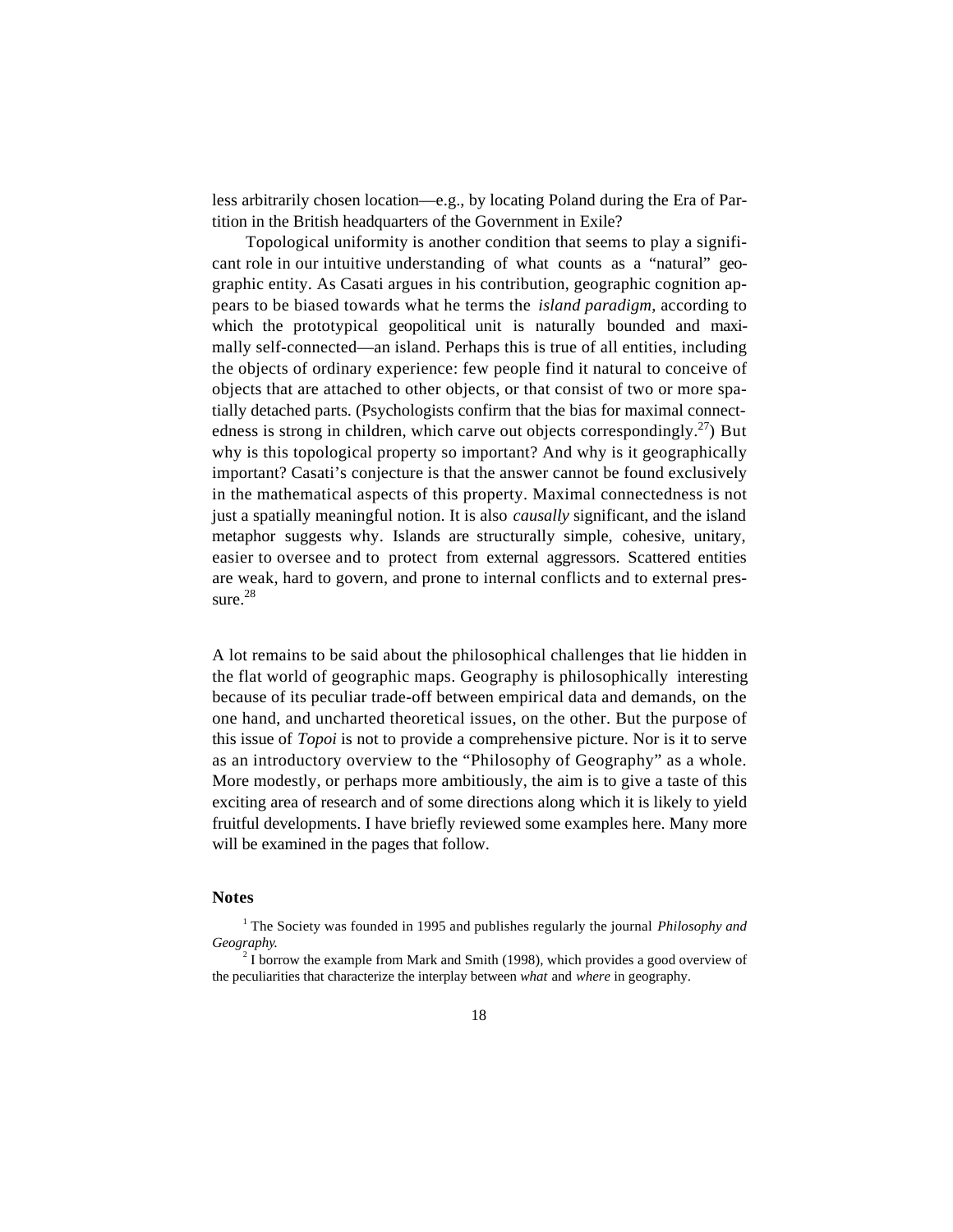less arbitrarily chosen location—e.g., by locating Poland during the Era of Partition in the British headquarters of the Government in Exile?

Topological uniformity is another condition that seems to play a significant role in our intuitive understanding of what counts as a "natural" geographic entity. As Casati argues in his contribution, geographic cognition appears to be biased towards what he terms the *island paradigm*, according to which the prototypical geopolitical unit is naturally bounded and maximally self-connected—an island. Perhaps this is true of all entities, including the objects of ordinary experience: few people find it natural to conceive of objects that are attached to other objects, or that consist of two or more spatially detached parts. (Psychologists confirm that the bias for maximal connectedness is strong in children, which carve out objects correspondingly.[27]) But why is this topological property so important? And why is it geographically important? Casati's conjecture is that the answer cannot be found exclusively in the mathematical aspects of this property. Maximal connectedness is not just a spatially meaningful notion. It is also *causally* significant, and the island metaphor suggests why. Islands are structurally simple, cohesive, unitary, easier to oversee and to protect from external aggressors. Scattered entities are weak, hard to govern, and prone to internal conflicts and to external pressure.[28]

A lot remains to be said about the philosophical challenges that lie hidden in the flat world of geographic maps. Geography is philosophically interesting because of its peculiar trade-off between empirical data and demands, on the one hand, and uncharted theoretical issues, on the other. But the purpose of this issue of *Topoi* is not to provide a comprehensive picture. Nor is it to serve as an introductory overview to the "Philosophy of Geography" as a whole. More modestly, or perhaps more ambitiously, the aim is to give a taste of this exciting area of research and of some directions along which it is likely to yield fruitful developments. I have briefly reviewed some examples here. Many more will be examined in the pages that follow.

### Notes

[1] The Society was founded in 1995 and publishes regularly the journal *Philosophy and Geography.*

[2] I borrow the example from Mark and Smith (1998), which provides a good overview of the peculiarities that characterize the interplay between *what* and *where* in geography.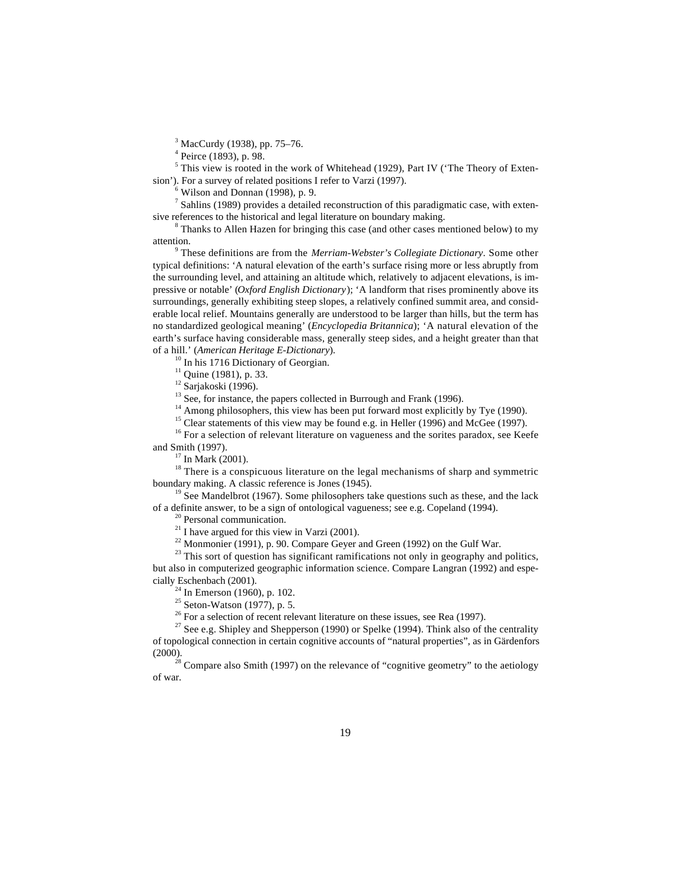[3] MacCurdy (1938), pp. 75–76.

[4] Peirce (1893), p. 98.

[5] This view is rooted in the work of Whitehead (1929), Part IV ('The Theory of Extension'). For a survey of related positions I refer to Varzi (1997).

[6] Wilson and Donnan (1998), p. 9.

[7] Sahlins (1989) provides a detailed reconstruction of this paradigmatic case, with extensive references to the historical and legal literature on boundary making.

[8] Thanks to Allen Hazen for bringing this case (and other cases mentioned below) to my attention.

[9] These definitions are from the *Merriam-Webster's Collegiate Dictionary*. Some other typical definitions: 'A natural elevation of the earth's surface rising more or less abruptly from the surrounding level, and attaining an altitude which, relatively to adjacent elevations, is impressive or notable' (*Oxford English Dictionary*); 'A landform that rises prominently above its surroundings, generally exhibiting steep slopes, a relatively confined summit area, and considerable local relief. Mountains generally are understood to be larger than hills, but the term has no standardized geological meaning' (*Encyclopedia Britannica*); 'A natural elevation of the earth's surface having considerable mass, generally steep sides, and a height greater than that of a hill.' (*American Heritage E-Dictionary*).

[10] In his 1716 Dictionary of Georgian.

[11] Quine (1981), p. 33.

[12] Sarjakoski (1996).

[13] See, for instance, the papers collected in Burrough and Frank (1996).

[14] Among philosophers, this view has been put forward most explicitly by Tye (1990).

[15] Clear statements of this view may be found e.g. in Heller (1996) and McGee (1997).

[16] For a selection of relevant literature on vagueness and the sorites paradox, see Keefe and Smith (1997).

[17] In Mark (2001).

[18] There is a conspicuous literature on the legal mechanisms of sharp and symmetric boundary making. A classic reference is Jones (1945).

[19] See Mandelbrot (1967). Some philosophers take questions such as these, and the lack of a definite answer, to be a sign of ontological vagueness; see e.g. Copeland (1994).

[20] Personal communication.

[21] I have argued for this view in Varzi (2001).

[22] Monmonier (1991), p. 90. Compare Geyer and Green (1992) on the Gulf War.

[23] This sort of question has significant ramifications not only in geography and politics, but also in computerized geographic information science. Compare Langran (1992) and especially Eschenbach (2001).

[24] In Emerson (1960), p. 102.

[25] Seton-Watson (1977), p. 5.

[26] For a selection of recent relevant literature on these issues, see Rea (1997).

[27] See e.g. Shipley and Shepperson (1990) or Spelke (1994). Think also of the centrality of topological connection in certain cognitive accounts of "natural properties", as in Gärdenfors (2000).

[28] Compare also Smith (1997) on the relevance of "cognitive geometry" to the aetiology of war.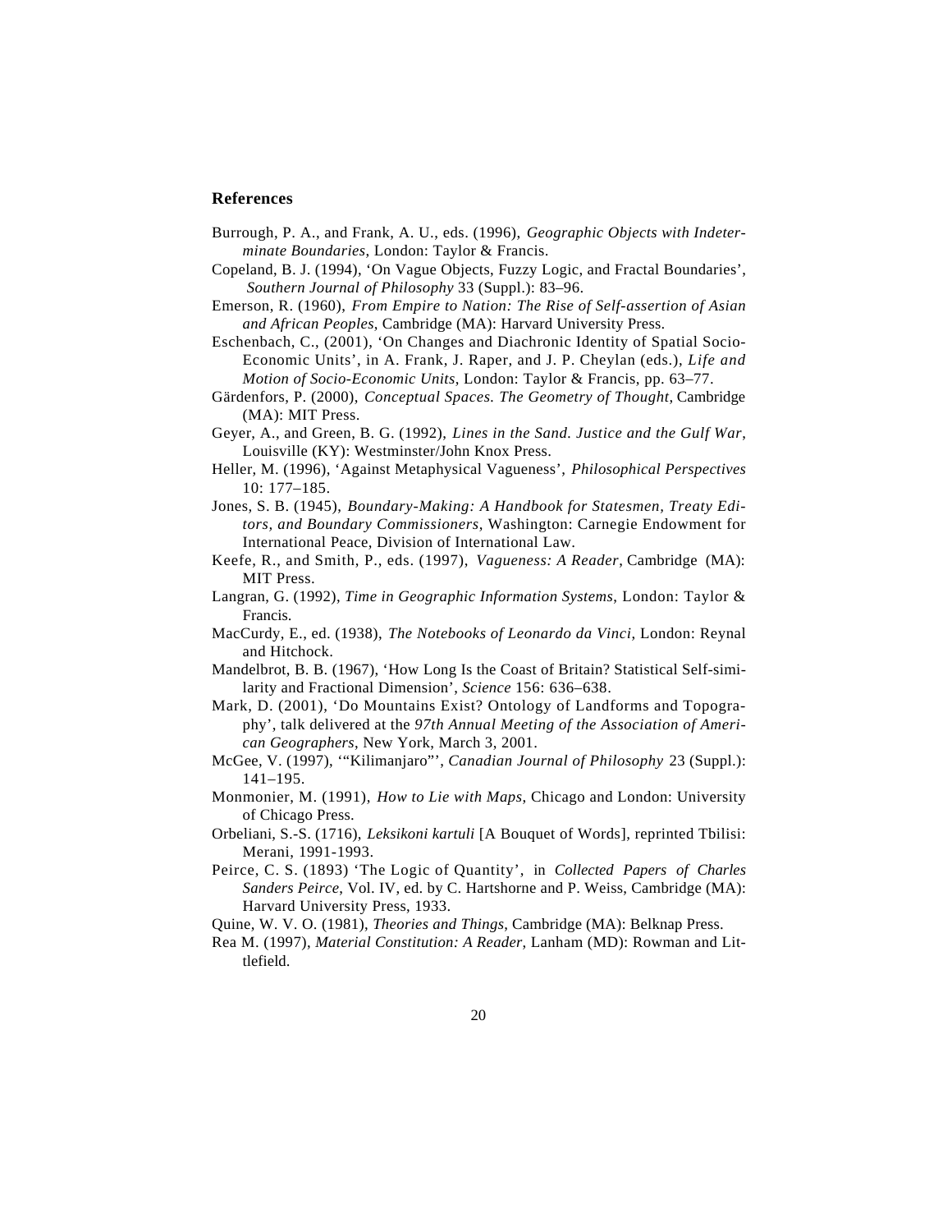## References

Burrough, P. A., and Frank, A. U., eds. (1996), *Geographic Objects with Indeterminate Boundaries*, London: Taylor & Francis.

Copeland, B. J. (1994), 'On Vague Objects, Fuzzy Logic, and Fractal Boundaries', *Southern Journal of Philosophy* 33 (Suppl.): 83–96.

Emerson, R. (1960), *From Empire to Nation: The Rise of Self-assertion of Asian and African Peoples*, Cambridge (MA): Harvard University Press.

Eschenbach, C., (2001), 'On Changes and Diachronic Identity of Spatial Socio-Economic Units', in A. Frank, J. Raper, and J. P. Cheylan (eds.), *Life and Motion of Socio-Economic Units*, London: Taylor & Francis, pp. 63–77.

Gärdenfors, P. (2000), *Conceptual Spaces. The Geometry of Thought*, Cambridge (MA): MIT Press.

Geyer, A., and Green, B. G. (1992), *Lines in the Sand. Justice and the Gulf War*, Louisville (KY): Westminster/John Knox Press.

Heller, M. (1996), 'Against Metaphysical Vagueness', *Philosophical Perspectives* 10: 177–185.

Jones, S. B. (1945), *Boundary-Making: A Handbook for Statesmen, Treaty Editors, and Boundary Commissioners*, Washington: Carnegie Endowment for International Peace, Division of International Law.

Keefe, R., and Smith, P., eds. (1997), *Vagueness: A Reader*, Cambridge (MA): MIT Press.

Langran, G. (1992), *Time in Geographic Information Systems*, London: Taylor & Francis.

MacCurdy, E., ed. (1938), *The Notebooks of Leonardo da Vinci*, London: Reynal and Hitchock.

Mandelbrot, B. B. (1967), 'How Long Is the Coast of Britain? Statistical Self-similarity and Fractional Dimension', *Science* 156: 636–638.

Mark, D. (2001), 'Do Mountains Exist? Ontology of Landforms and Topography', talk delivered at the *97th Annual Meeting of the Association of American Geographers*, New York, March 3, 2001.

McGee, V. (1997), '"Kilimanjaro"', *Canadian Journal of Philosophy* 23 (Suppl.): 141–195.

Monmonier, M. (1991), *How to Lie with Maps*, Chicago and London: University of Chicago Press.

Orbeliani, S.-S. (1716), *Leksikoni kartuli* [A Bouquet of Words], reprinted Tbilisi: Merani, 1991-1993.

Peirce, C. S. (1893) 'The Logic of Quantity', in *Collected Papers of Charles Sanders Peirce*, Vol. IV, ed. by C. Hartshorne and P. Weiss, Cambridge (MA): Harvard University Press, 1933.

Quine, W. V. O. (1981), *Theories and Things*, Cambridge (MA): Belknap Press.

Rea M. (1997), *Material Constitution: A Reader*, Lanham (MD): Rowman and Littlefield.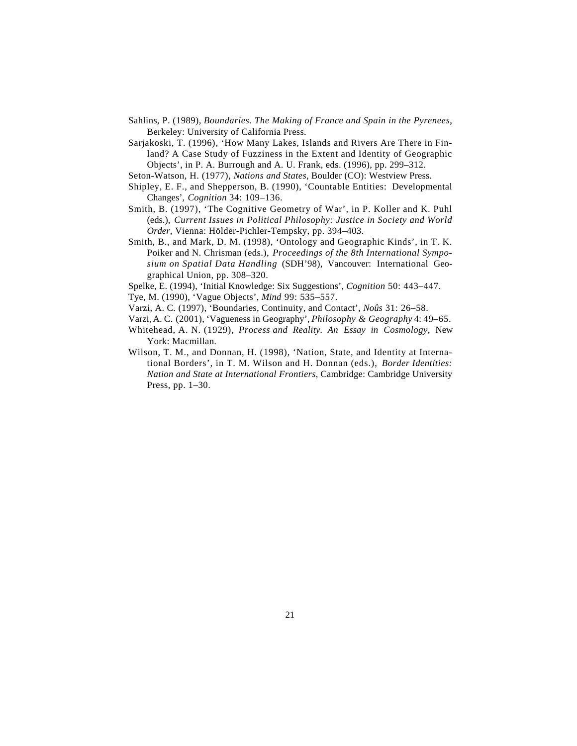Sahlins, P. (1989), *Boundaries. The Making of France and Spain in the Pyrenees*, Berkeley: University of California Press.

Sarjakoski, T. (1996), 'How Many Lakes, Islands and Rivers Are There in Finland? A Case Study of Fuzziness in the Extent and Identity of Geographic Objects', in P. A. Burrough and A. U. Frank, eds. (1996), pp. 299–312.

Seton-Watson, H. (1977), *Nations and States*, Boulder (CO): Westview Press.

Shipley, E. F., and Shepperson, B. (1990), 'Countable Entities: Developmental Changes', *Cognition* 34: 109–136.

Smith, B. (1997), 'The Cognitive Geometry of War', in P. Koller and K. Puhl (eds.), *Current Issues in Political Philosophy: Justice in Society and World Order*, Vienna: Hölder-Pichler-Tempsky, pp. 394–403.

Smith, B., and Mark, D. M. (1998), 'Ontology and Geographic Kinds', in T. K. Poiker and N. Chrisman (eds.), *Proceedings of the 8th International Symposium on Spatial Data Handling* (SDH'98), Vancouver: International Geographical Union, pp. 308–320.

Spelke, E. (1994), 'Initial Knowledge: Six Suggestions', *Cognition* 50: 443–447.

Tye, M. (1990), 'Vague Objects', *Mind* 99: 535–557.

Varzi, A. C. (1997), 'Boundaries, Continuity, and Contact', *Noûs* 31: 26–58.

Varzi, A. C. (2001), 'Vagueness in Geography', *Philosophy & Geography* 4: 49–65.

Whitehead, A. N. (1929), *Process and Reality. An Essay in Cosmology*, New York: Macmillan.

Wilson, T. M., and Donnan, H. (1998), 'Nation, State, and Identity at International Borders', in T. M. Wilson and H. Donnan (eds.), *Border Identities: Nation and State at International Frontiers*, Cambridge: Cambridge University Press, pp. 1–30.